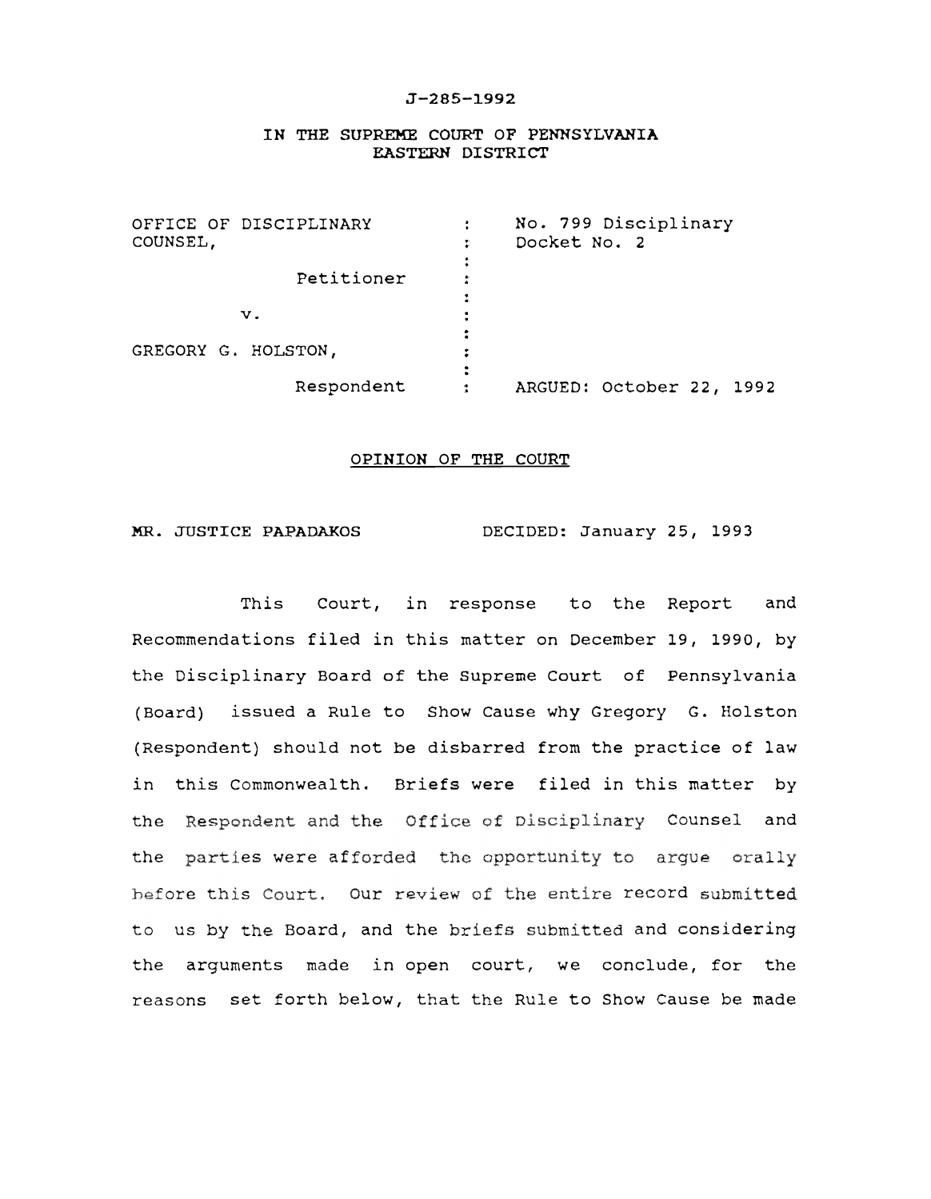J-285-1992

IN THE SUPREME COURT OF PENNSYLVANIA
EASTERN DISTRICT

| | | |
|---|---|---|
| OFFICE OF DISCIPLINARY COUNSEL, Petitioner | : | No. 799 Disciplinary Docket No. 2 |
| v. | : | |
| GREGORY G. HOLSTON, Respondent | : | ARGUED: October 22, 1992 |

OPINION OF THE COURT

MR. JUSTICE PAPADAKOS DECIDED: January 25, 1993

This Court, in response to the Report and Recommendations filed in this matter on December 19, 1990, by the Disciplinary Board of the Supreme Court of Pennsylvania (Board) issued a Rule to Show Cause why Gregory G. Holston (Respondent) should not be disbarred from the practice of law in this Commonwealth. Briefs were filed in this matter by the Respondent and the Office of Disciplinary Counsel and the parties were afforded the opportunity to argue orally before this Court. Our review of the entire record submitted to us by the Board, and the briefs submitted and considering the arguments made in open court, we conclude, for the reasons set forth below, that the Rule to Show Cause be made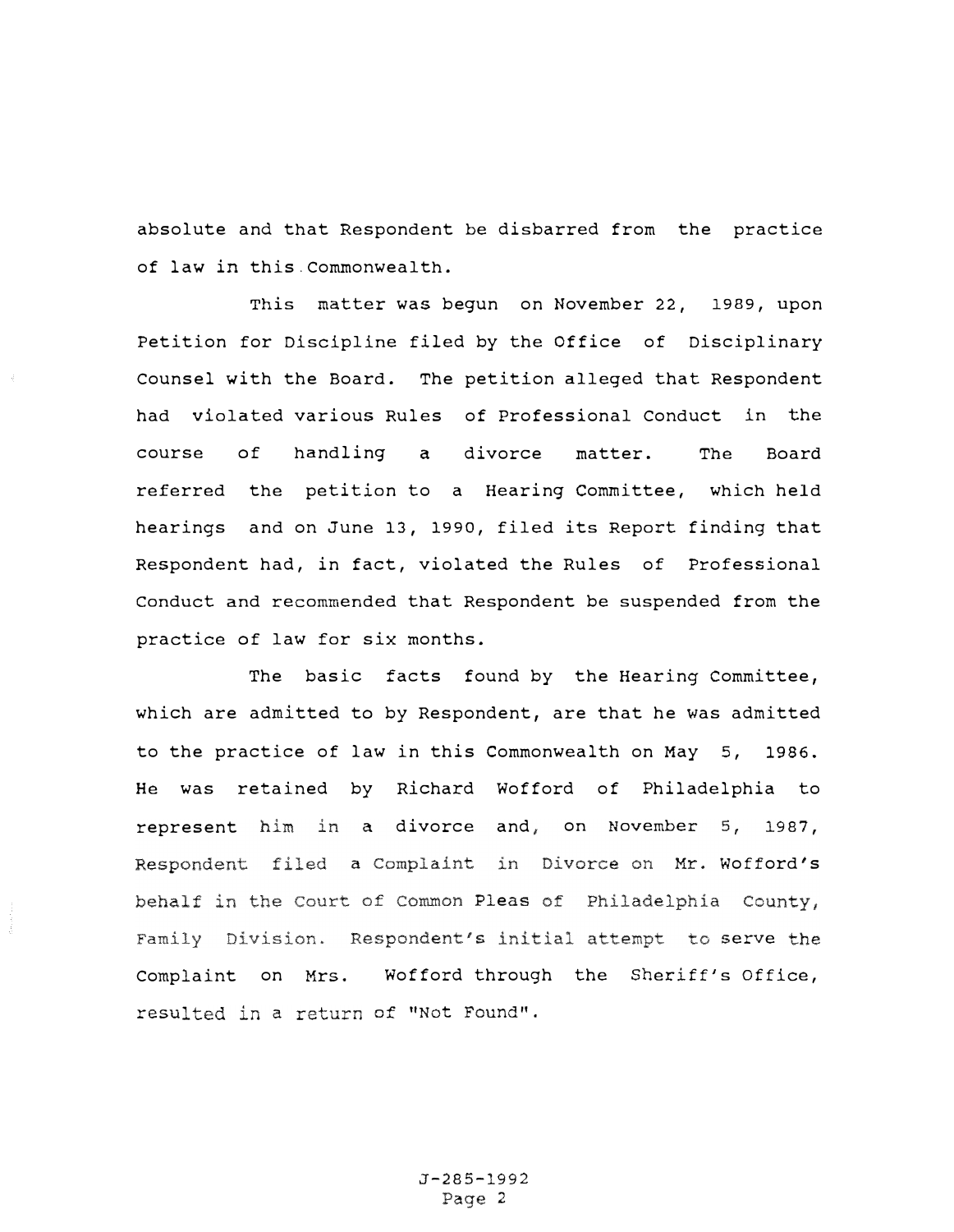absolute and that Respondent be disbarred from the practice of law in this Commonwealth.

This matter was begun on November 22, 1989, upon Petition for Discipline filed by the Office of Disciplinary Counsel with the Board. The petition alleged that Respondent had violated various Rules of Professional Conduct in the course of handling a divorce matter. The Board referred the petition to a Hearing Committee, which held hearings and on June 13, 1990, filed its Report finding that Respondent had, in fact, violated the Rules of Professional Conduct and recommended that Respondent be suspended from the practice of law for six months.

The basic facts found by the Hearing Committee, which are admitted to by Respondent, are that he was admitted to the practice of law in this Commonwealth on May 5, 1986. He was retained by Richard Wofford of Philadelphia to represent him in a divorce and, on November 5, 1987, Respondent filed a Complaint in Divorce on Mr. Wofford's behalf in the Court of Common Pleas of Philadelphia County, Family Division. Respondent's initial attempt to serve the Complaint on Mrs. Wofford through the Sheriff's Office, resulted in a return of "Not Found".

J-285-1992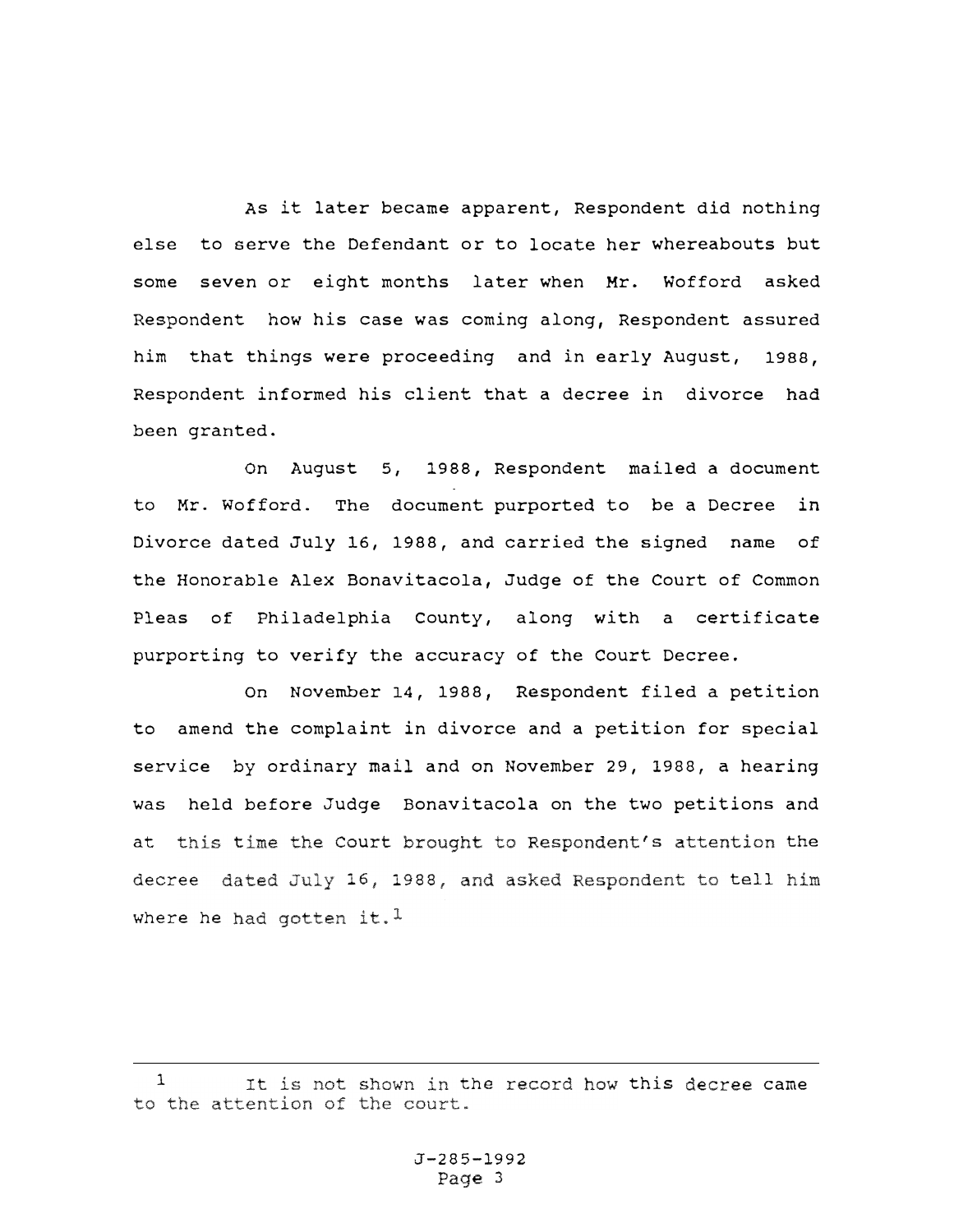As it later became apparent, Respondent did nothing else to serve the Defendant or to locate her whereabouts but some seven or eight months later when Mr. Wofford asked Respondent how his case was coming along, Respondent assured him that things were proceeding and in early August, 1988, Respondent informed his client that a decree in divorce had been granted.

On August 5, 1988, Respondent mailed a document to Mr. Wofford. The document purported to be a Decree in Divorce dated July 16, 1988, and carried the signed name of the Honorable Alex Bonavitacola, Judge of the Court of Common Pleas of Philadelphia County, along with a certificate purporting to verify the accuracy of the Court Decree.

On November 14, 1988, Respondent filed a petition to amend the complaint in divorce and a petition for special service by ordinary mail and on November 29, 1988, a hearing was held before Judge Bonavitacola on the two petitions and at this time the Court brought to Respondent's attention the decree dated July 16, 1988, and asked Respondent to tell him where he had gotten it.[1]

---

[1] It is not shown in the record how this decree came to the attention of the court.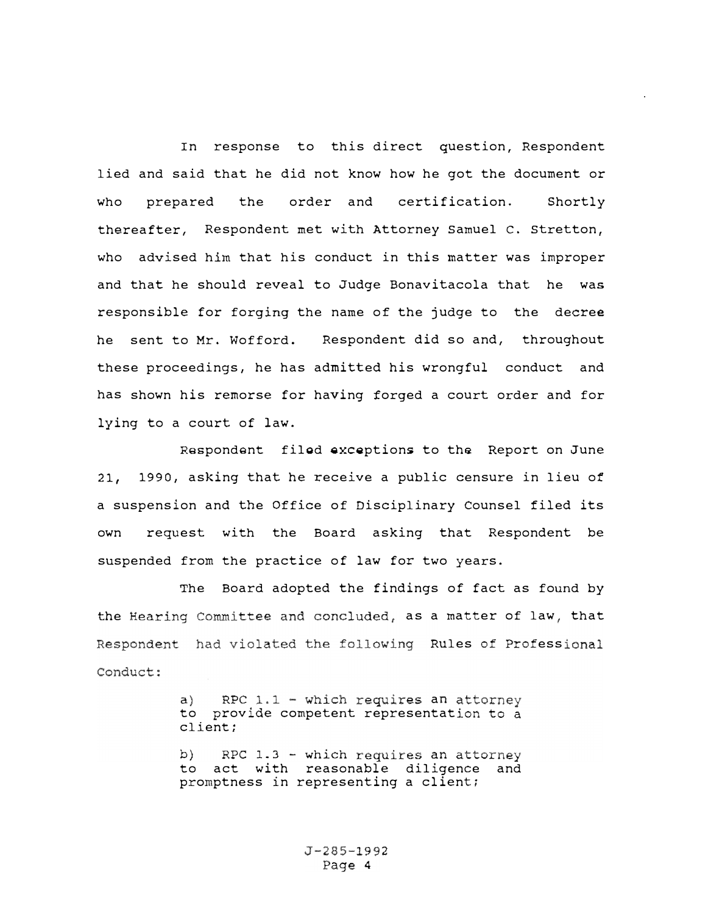In response to this direct question, Respondent lied and said that he did not know how he got the document or who prepared the order and certification. Shortly thereafter, Respondent met with Attorney Samuel C. Stretton, who advised him that his conduct in this matter was improper and that he should reveal to Judge Bonavitacola that he was responsible for forging the name of the judge to the decree he sent to Mr. Wofford. Respondent did so and, throughout these proceedings, he has admitted his wrongful conduct and has shown his remorse for having forged a court order and for lying to a court of law.

Respondent filed exceptions to the Report on June 21, 1990, asking that he receive a public censure in lieu of a suspension and the Office of Disciplinary Counsel filed its own request with the Board asking that Respondent be suspended from the practice of law for two years.

The Board adopted the findings of fact as found by the Hearing Committee and concluded, as a matter of law, that Respondent had violated the following Rules of Professional Conduct:

> a) RPC 1.1 - which requires an attorney to provide competent representation to a client;
>
> b) RPC 1.3 - which requires an attorney to act with reasonable diligence and promptness in representing a client;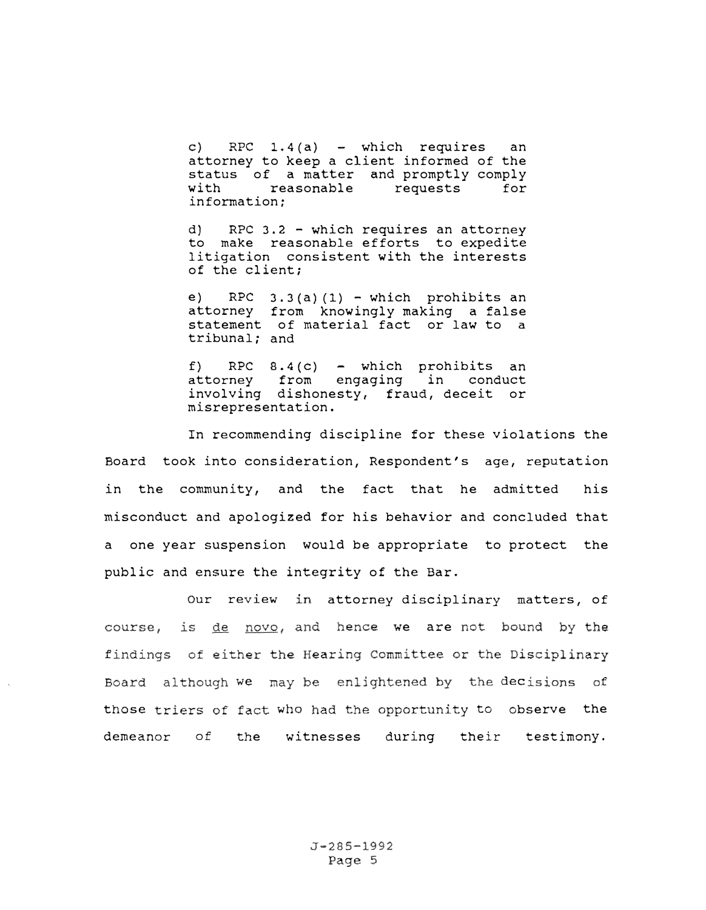c) RPC 1.4(a) - which requires an attorney to keep a client informed of the status of a matter and promptly comply with reasonable requests for information;

d) RPC 3.2 - which requires an attorney to make reasonable efforts to expedite litigation consistent with the interests of the client;

e) RPC 3.3(a)(1) - which prohibits an attorney from knowingly making a false statement of material fact or law to a tribunal; and

f) RPC 8.4(c) - which prohibits an attorney from engaging in conduct involving dishonesty, fraud, deceit or misrepresentation.

In recommending discipline for these violations the Board took into consideration, Respondent's age, reputation in the community, and the fact that he admitted his misconduct and apologized for his behavior and concluded that a one year suspension would be appropriate to protect the public and ensure the integrity of the Bar.

Our review in attorney disciplinary matters, of course, is de novo, and hence we are not bound by the findings of either the Hearing Committee or the Disciplinary Board although we may be enlightened by the decisions of those triers of fact who had the opportunity to observe the demeanor of the witnesses during their testimony.

J-285-1992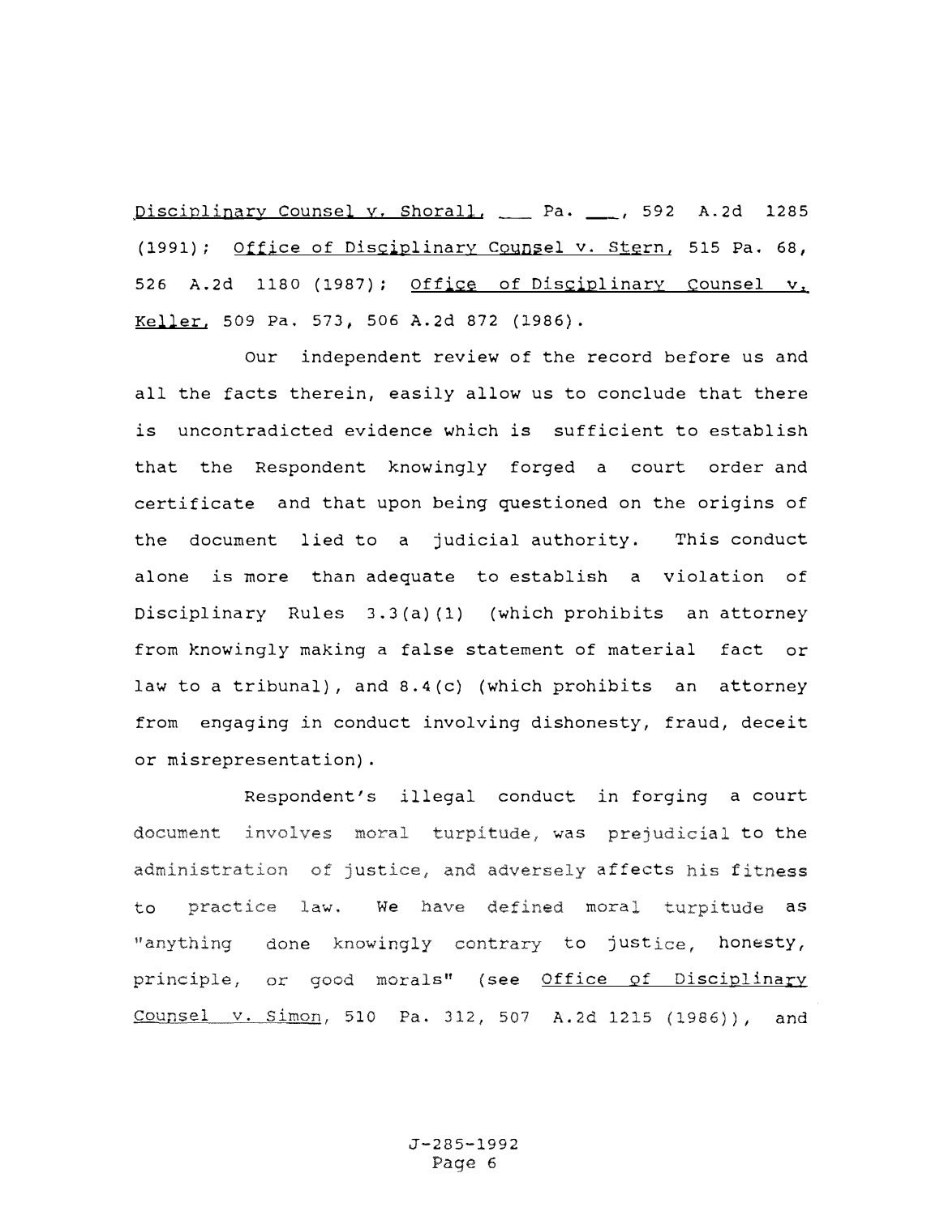Disciplinary Counsel v. Shorall, ___ Pa. ___, 592 A.2d 1285 (1991); Office of Disciplinary Counsel v. Stern, 515 Pa. 68, 526 A.2d 1180 (1987); Office of Disciplinary Counsel v. Keller, 509 Pa. 573, 506 A.2d 872 (1986).

Our independent review of the record before us and all the facts therein, easily allow us to conclude that there is uncontradicted evidence which is sufficient to establish that the Respondent knowingly forged a court order and certificate and that upon being questioned on the origins of the document lied to a judicial authority. This conduct alone is more than adequate to establish a violation of Disciplinary Rules 3.3(a)(1) (which prohibits an attorney from knowingly making a false statement of material fact or law to a tribunal), and 8.4(c) (which prohibits an attorney from engaging in conduct involving dishonesty, fraud, deceit or misrepresentation).

Respondent's illegal conduct in forging a court document involves moral turpitude, was prejudicial to the administration of justice, and adversely affects his fitness to practice law. We have defined moral turpitude as "anything done knowingly contrary to justice, honesty, principle, or good morals" (see Office of Disciplinary Counsel v. Simon, 510 Pa. 312, 507 A.2d 1215 (1986)), and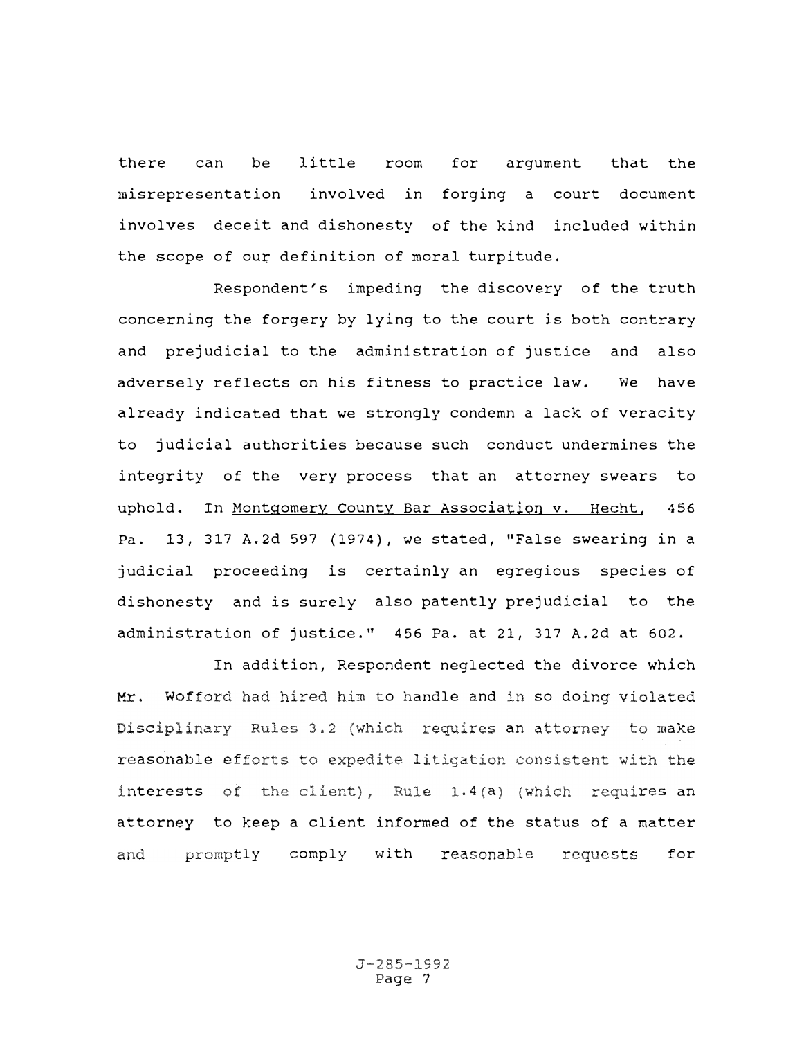there can be little room for argument that the misrepresentation involved in forging a court document involves deceit and dishonesty of the kind included within the scope of our definition of moral turpitude.

Respondent's impeding the discovery of the truth concerning the forgery by lying to the court is both contrary and prejudicial to the administration of justice and also adversely reflects on his fitness to practice law. We have already indicated that we strongly condemn a lack of veracity to judicial authorities because such conduct undermines the integrity of the very process that an attorney swears to uphold. In Montgomery County Bar Association v. Hecht, 456 Pa. 13, 317 A.2d 597 (1974), we stated, "False swearing in a judicial proceeding is certainly an egregious species of dishonesty and is surely also patently prejudicial to the administration of justice." 456 Pa. at 21, 317 A.2d at 602.

In addition, Respondent neglected the divorce which Mr. Wofford had hired him to handle and in so doing violated Disciplinary Rules 3.2 (which requires an attorney to make reasonable efforts to expedite litigation consistent with the interests of the client), Rule 1.4(a) (which requires an attorney to keep a client informed of the status of a matter and promptly comply with reasonable requests for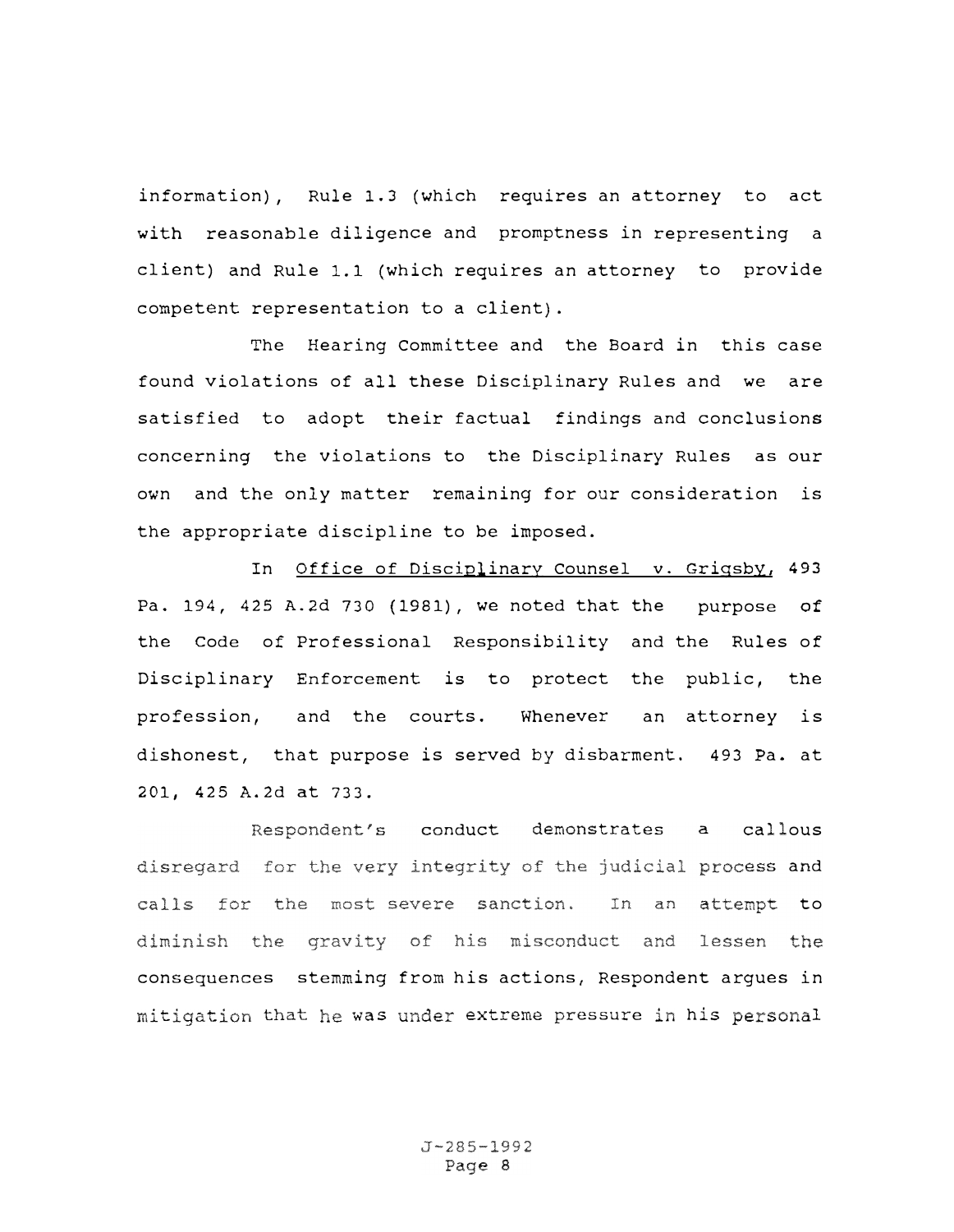information), Rule 1.3 (which requires an attorney to act with reasonable diligence and promptness in representing a client) and Rule 1.1 (which requires an attorney to provide competent representation to a client).

The Hearing Committee and the Board in this case found violations of all these Disciplinary Rules and we are satisfied to adopt their factual findings and conclusions concerning the violations to the Disciplinary Rules as our own and the only matter remaining for our consideration is the appropriate discipline to be imposed.

In Office of Disciplinary Counsel v. Grigsby, 493 Pa. 194, 425 A.2d 730 (1981), we noted that the purpose of the Code of Professional Responsibility and the Rules of Disciplinary Enforcement is to protect the public, the profession, and the courts. Whenever an attorney is dishonest, that purpose is served by disbarment. 493 Pa. at 201, 425 A.2d at 733.

Respondent's conduct demonstrates a callous disregard for the very integrity of the judicial process and calls for the most severe sanction. In an attempt to diminish the gravity of his misconduct and lessen the consequences stemming from his actions, Respondent argues in mitigation that he was under extreme pressure in his personal

J-285-1992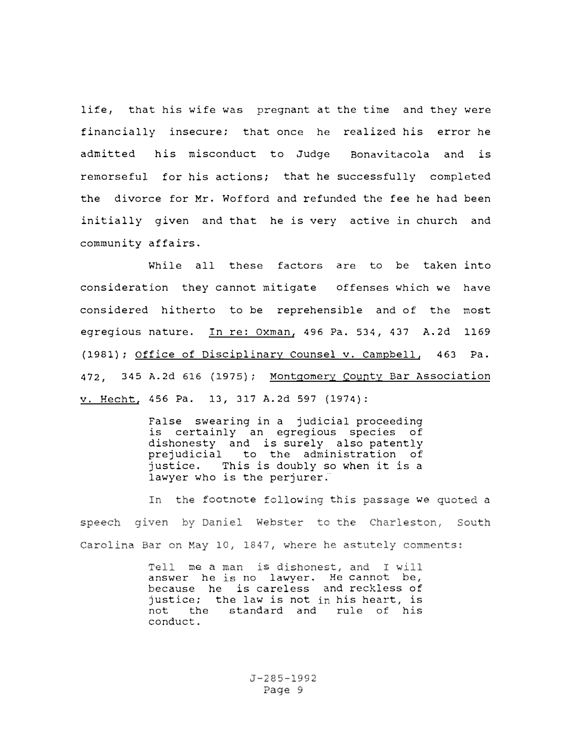life, that his wife was pregnant at the time and they were financially insecure; that once he realized his error he admitted his misconduct to Judge Bonavitacola and is remorseful for his actions; that he successfully completed the divorce for Mr. Wofford and refunded the fee he had been initially given and that he is very active in church and community affairs.

While all these factors are to be taken into consideration they cannot mitigate offenses which we have considered hitherto to be reprehensible and of the most egregious nature. In re: Oxman, 496 Pa. 534, 437 A.2d 1169 (1981); Office of Disciplinary Counsel v. Campbell, 463 Pa. 472, 345 A.2d 616 (1975); Montgomery County Bar Association v. Hecht, 456 Pa. 13, 317 A.2d 597 (1974):

> False swearing in a judicial proceeding is certainly an egregious species of dishonesty and is surely also patently prejudicial to the administration of justice. This is doubly so when it is a lawyer who is the perjurer.

In the footnote following this passage we quoted a speech given by Daniel Webster to the Charleston, South Carolina Bar on May 10, 1847, where he astutely comments:

> Tell me a man is dishonest, and I will answer he is no lawyer. He cannot be, because he is careless and reckless of justice; the law is not in his heart, is not the standard and rule of his conduct.

J-285-1992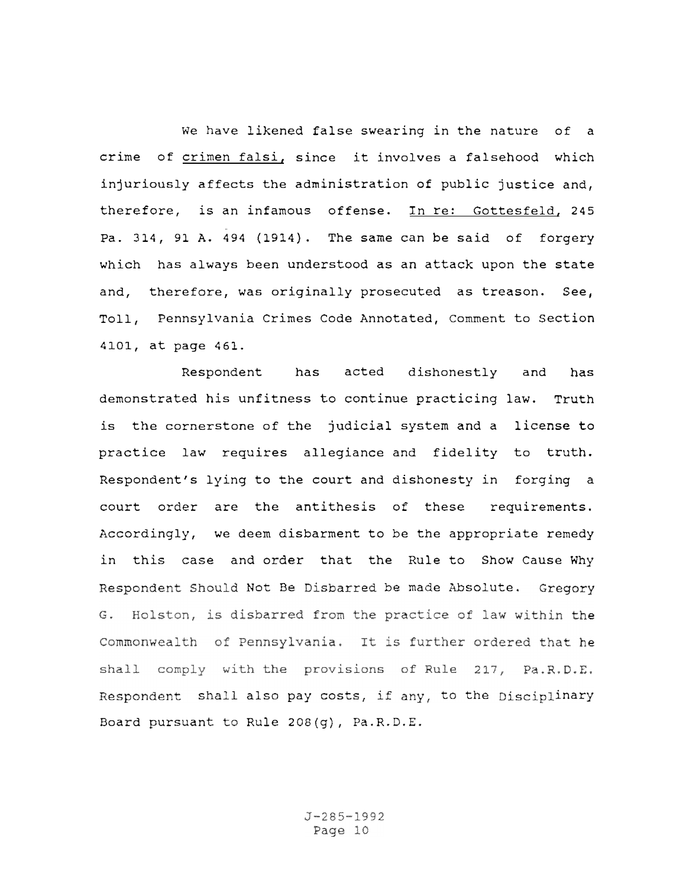We have likened false swearing in the nature of a crime of crimen falsi, since it involves a falsehood which injuriously affects the administration of public justice and, therefore, is an infamous offense. In re: Gottesfeld, 245 Pa. 314, 91 A. 494 (1914). The same can be said of forgery which has always been understood as an attack upon the state and, therefore, was originally prosecuted as treason. See, Toll, Pennsylvania Crimes Code Annotated, Comment to Section 4101, at page 461.

Respondent has acted dishonestly and has demonstrated his unfitness to continue practicing law. Truth is the cornerstone of the judicial system and a license to practice law requires allegiance and fidelity to truth. Respondent's lying to the court and dishonesty in forging a court order are the antithesis of these requirements. Accordingly, we deem disbarment to be the appropriate remedy in this case and order that the Rule to Show Cause Why Respondent Should Not Be Disbarred be made Absolute. Gregory G. Holston, is disbarred from the practice of law within the Commonwealth of Pennsylvania. It is further ordered that he shall comply with the provisions of Rule 217, Pa.R.D.E. Respondent shall also pay costs, if any, to the Disciplinary Board pursuant to Rule 208(g), Pa.R.D.E.

J-285-1992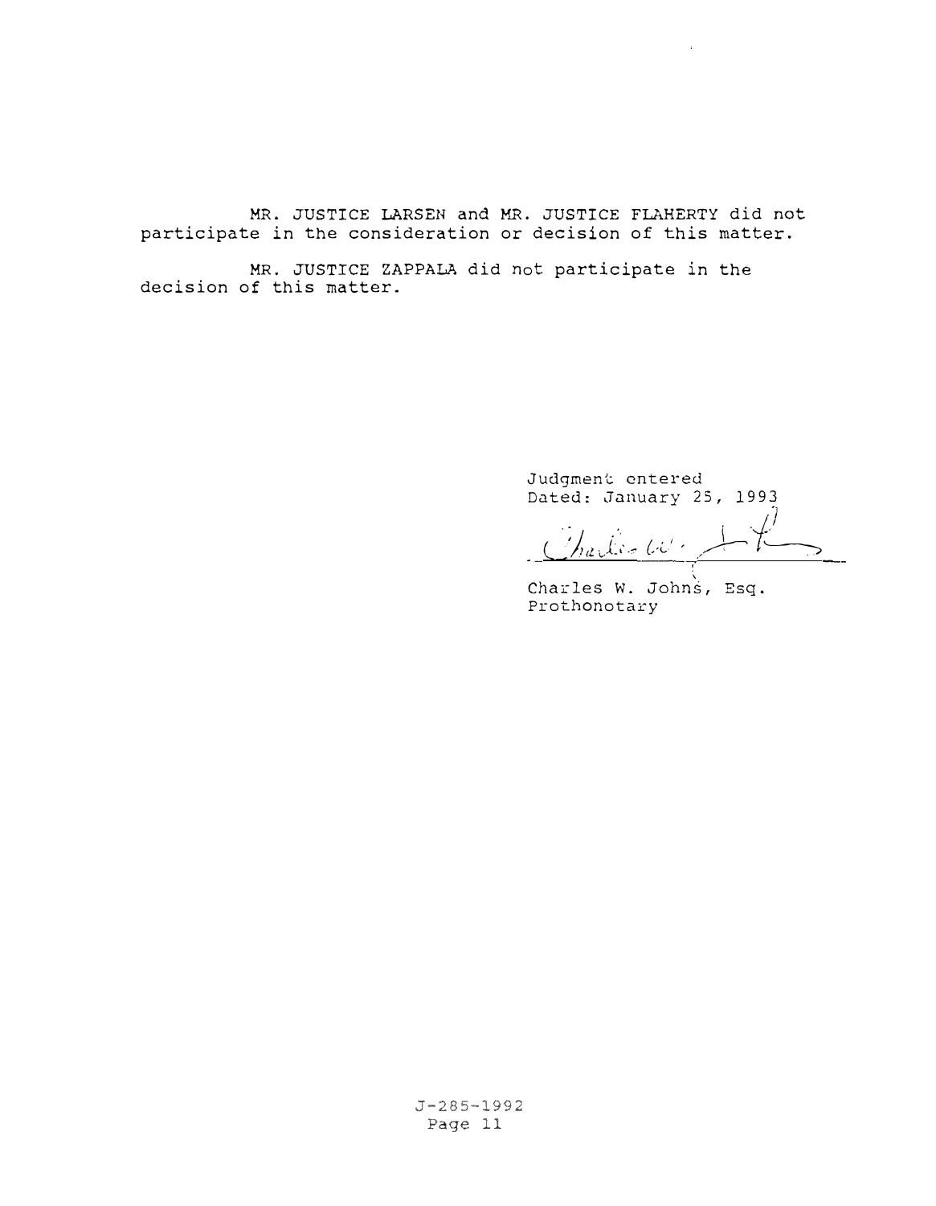MR. JUSTICE LARSEN and MR. JUSTICE FLAHERTY did not participate in the consideration or decision of this matter.

MR. JUSTICE ZAPPALA did not participate in the decision of this matter.

Judgment entered
Dated: January 25, 1993

Charles W. Johns, Esq.
Prothonotary

J-285-1992